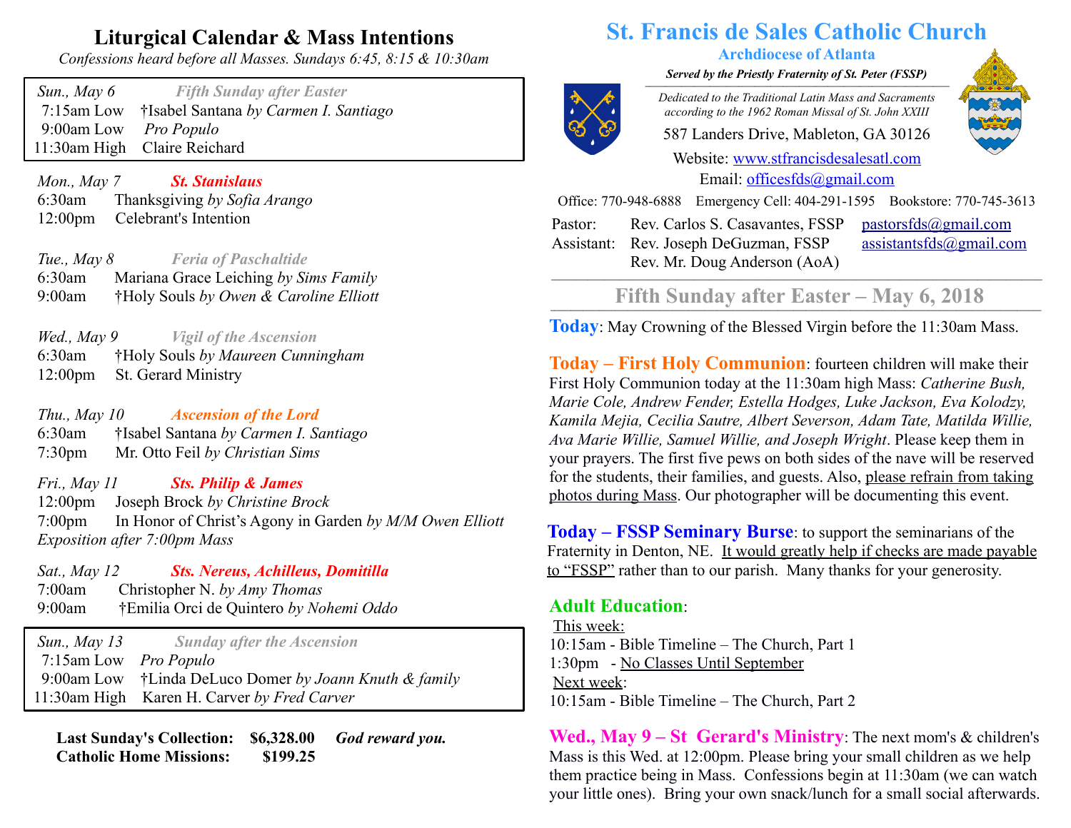# St. Francis de Sales Catholic Church

**Archdiocese of Atlanta**

***Served by the Priestly Fraternity of St. Peter (FSSP)***

*Dedicated to the Traditional Latin Mass and Sacraments according to the 1962 Roman Missal of St. John XXIII*

587 Landers Drive, Mableton, GA 30126

Website: www.stfrancisdesalesatl.com

Email: officesfds@gmail.com

Office: 770-948-6888 Emergency Cell: 404-291-1595 Bookstore: 770-745-3613

| | | |
|---|---|---|
| Pastor: | Rev. Carlos S. Casavantes, FSSP | pastorsfds@gmail.com |
| Assistant: | Rev. Joseph DeGuzman, FSSP | assistantsfds@gmail.com |
| | Rev. Mr. Doug Anderson (AoA) | |

## Fifth Sunday after Easter – May 6, 2018

**Today**: May Crowning of the Blessed Virgin before the 11:30am Mass.

**Today – First Holy Communion**: fourteen children will make their First Holy Communion today at the 11:30am high Mass: *Catherine Bush, Marie Cole, Andrew Fender, Estella Hodges, Luke Jackson, Eva Kolodzy, Kamila Mejia, Cecilia Sautre, Albert Severson, Adam Tate, Matilda Willie, Ava Marie Willie, Samuel Willie, and Joseph Wright*. Please keep them in your prayers. The first five pews on both sides of the nave will be reserved for the students, their families, and guests. Also, please refrain from taking photos during Mass. Our photographer will be documenting this event.

**Today – FSSP Seminary Burse**: to support the seminarians of the Fraternity in Denton, NE. It would greatly help if checks are made payable to "FSSP" rather than to our parish. Many thanks for your generosity.

**Adult Education**:

This week:
10:15am - Bible Timeline – The Church, Part 1
1:30pm - No Classes Until September

Next week:
10:15am - Bible Timeline – The Church, Part 2

**Wed., May 9 – St Gerard's Ministry**: The next mom's & children's Mass is this Wed. at 12:00pm. Please bring your small children as we help them practice being in Mass. Confessions begin at 11:30am (we can watch your little ones). Bring your own snack/lunch for a small social afterwards.

## Liturgical Calendar & Mass Intentions

*Confessions heard before all Masses. Sundays 6:45, 8:15 & 10:30am*

*Sun., May 6* — ***Fifth Sunday after Easter***
7:15am Low — †Isabel Santana *by Carmen I. Santiago*
9:00am Low — *Pro Populo*
11:30am High — Claire Reichard

*Mon., May 7* — ***St. Stanislaus***
6:30am — Thanksgiving *by Sofia Arango*
12:00pm — Celebrant's Intention

*Tue., May 8* — ***Feria of Paschaltide***
6:30am — Mariana Grace Leiching *by Sims Family*
9:00am — †Holy Souls *by Owen & Caroline Elliott*

*Wed., May 9* — ***Vigil of the Ascension***
6:30am — †Holy Souls *by Maureen Cunningham*
12:00pm — St. Gerard Ministry

*Thu., May 10* — ***Ascension of the Lord***
6:30am — †Isabel Santana *by Carmen I. Santiago*
7:30pm — Mr. Otto Feil *by Christian Sims*

*Fri., May 11* — ***Sts. Philip & James***
12:00pm — Joseph Brock *by Christine Brock*
7:00pm — In Honor of Christ's Agony in Garden *by M/M Owen Elliott*
*Exposition after 7:00pm Mass*

*Sat., May 12* — ***Sts. Nereus, Achilleus, Domitilla***
7:00am — Christopher N. *by Amy Thomas*
9:00am — †Emilia Orci de Quintero *by Nohemi Oddo*

*Sun., May 13* — ***Sunday after the Ascension***
7:15am Low — *Pro Populo*
9:00am Low — †Linda DeLuco Domer *by Joann Knuth & family*
11:30am High — Karen H. Carver *by Fred Carver*

**Last Sunday's Collection: $6,328.00** ***God reward you.***
**Catholic Home Missions: $199.25**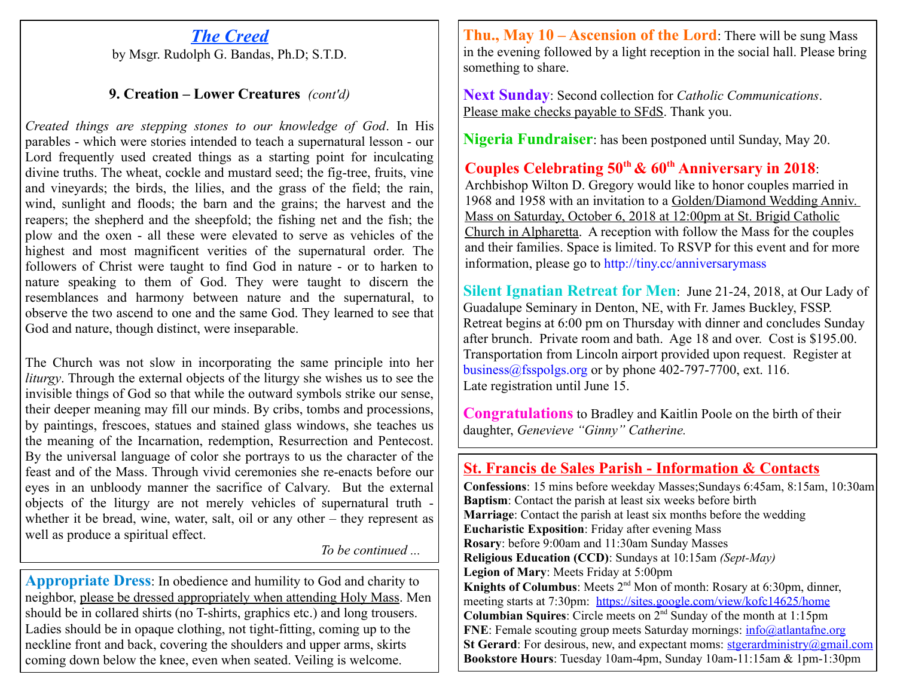## *The Creed*

by Msgr. Rudolph G. Bandas, Ph.D; S.T.D.

### 9. Creation – Lower Creatures *(cont'd)*

*Created things are stepping stones to our knowledge of God*. In His parables - which were stories intended to teach a supernatural lesson - our Lord frequently used created things as a starting point for inculcating divine truths. The wheat, cockle and mustard seed; the fig-tree, fruits, vine and vineyards; the birds, the lilies, and the grass of the field; the rain, wind, sunlight and floods; the barn and the grains; the harvest and the reapers; the shepherd and the sheepfold; the fishing net and the fish; the plow and the oxen - all these were elevated to serve as vehicles of the highest and most magnificent verities of the supernatural order. The followers of Christ were taught to find God in nature - or to harken to nature speaking to them of God. They were taught to discern the resemblances and harmony between nature and the supernatural, to observe the two ascend to one and the same God. They learned to see that God and nature, though distinct, were inseparable.

The Church was not slow in incorporating the same principle into her *liturgy*. Through the external objects of the liturgy she wishes us to see the invisible things of God so that while the outward symbols strike our sense, their deeper meaning may fill our minds. By cribs, tombs and processions, by paintings, frescoes, statues and stained glass windows, she teaches us the meaning of the Incarnation, redemption, Resurrection and Pentecost. By the universal language of color she portrays to us the character of the feast and of the Mass. Through vivid ceremonies she re-enacts before our eyes in an unbloody manner the sacrifice of Calvary. But the external objects of the liturgy are not merely vehicles of supernatural truth - whether it be bread, wine, water, salt, oil or any other – they represent as well as produce a spiritual effect.

*To be continued ...*

**Appropriate Dress**: In obedience and humility to God and charity to neighbor, please be dressed appropriately when attending Holy Mass. Men should be in collared shirts (no T-shirts, graphics etc.) and long trousers. Ladies should be in opaque clothing, not tight-fitting, coming up to the neckline front and back, covering the shoulders and upper arms, skirts coming down below the knee, even when seated. Veiling is welcome.

**Thu., May 10 – Ascension of the Lord**: There will be sung Mass in the evening followed by a light reception in the social hall. Please bring something to share.

**Next Sunday**: Second collection for *Catholic Communications*. Please make checks payable to SFdS. Thank you.

**Nigeria Fundraiser**: has been postponed until Sunday, May 20.

**Couples Celebrating 50th & 60th Anniversary in 2018**: Archbishop Wilton D. Gregory would like to honor couples married in 1968 and 1958 with an invitation to a Golden/Diamond Wedding Anniv. Mass on Saturday, October 6, 2018 at 12:00pm at St. Brigid Catholic Church in Alpharetta. A reception with follow the Mass for the couples and their families. Space is limited. To RSVP for this event and for more information, please go to http://tiny.cc/anniversarymass

**Silent Ignatian Retreat for Men**: June 21-24, 2018, at Our Lady of Guadalupe Seminary in Denton, NE, with Fr. James Buckley, FSSP. Retreat begins at 6:00 pm on Thursday with dinner and concludes Sunday after brunch. Private room and bath. Age 18 and over. Cost is $195.00. Transportation from Lincoln airport provided upon request. Register at business@fsspolgs.org or by phone 402-797-7700, ext. 116. Late registration until June 15.

**Congratulations** to Bradley and Kaitlin Poole on the birth of their daughter, *Genevieve "Ginny" Catherine.*

## St. Francis de Sales Parish - Information & Contacts

**Confessions**: 15 mins before weekday Masses;Sundays 6:45am, 8:15am, 10:30am
**Baptism**: Contact the parish at least six weeks before birth
**Marriage**: Contact the parish at least six months before the wedding
**Eucharistic Exposition**: Friday after evening Mass
**Rosary**: before 9:00am and 11:30am Sunday Masses
**Religious Education (CCD)**: Sundays at 10:15am *(Sept-May)*
**Legion of Mary**: Meets Friday at 5:00pm
**Knights of Columbus**: Meets 2nd Mon of month: Rosary at 6:30pm, dinner, meeting starts at 7:30pm: https://sites.google.com/view/kofc14625/home
**Columbian Squires**: Circle meets on 2nd Sunday of the month at 1:15pm
**FNE**: Female scouting group meets Saturday mornings: info@atlantafne.org
**St Gerard**: For desirous, new, and expectant moms: stgerardministry@gmail.com
**Bookstore Hours**: Tuesday 10am-4pm, Sunday 10am-11:15am & 1pm-1:30pm